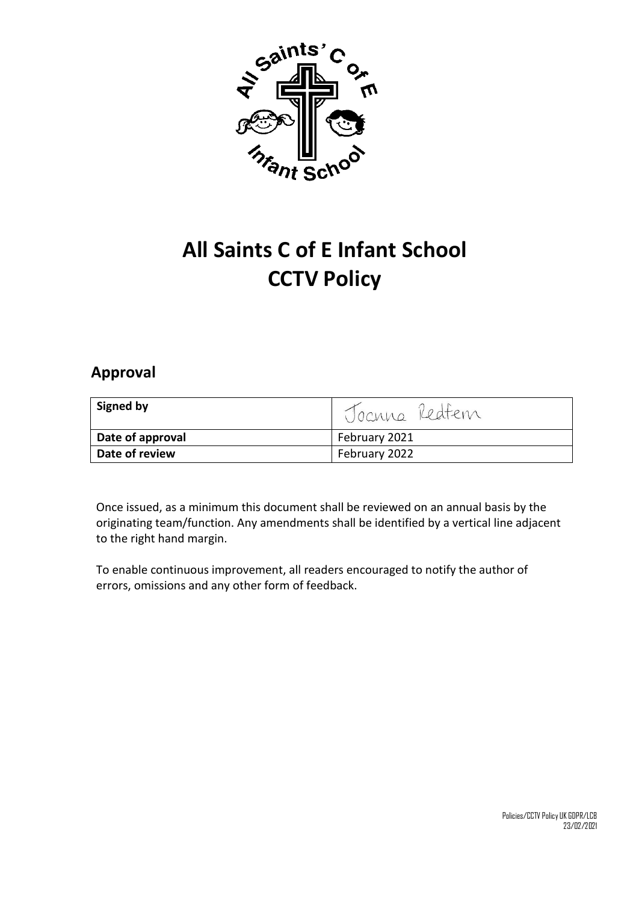# All Saints C of E Infant School
# CCTV Policy

## Approval

| Signed by | Joanna Redfern |
| --- | --- |
| Date of approval | February 2021 |
| Date of review | February 2022 |

Once issued, as a minimum this document shall be reviewed on an annual basis by the originating team/function. Any amendments shall be identified by a vertical line adjacent to the right hand margin.

To enable continuous improvement, all readers encouraged to notify the author of errors, omissions and any other form of feedback.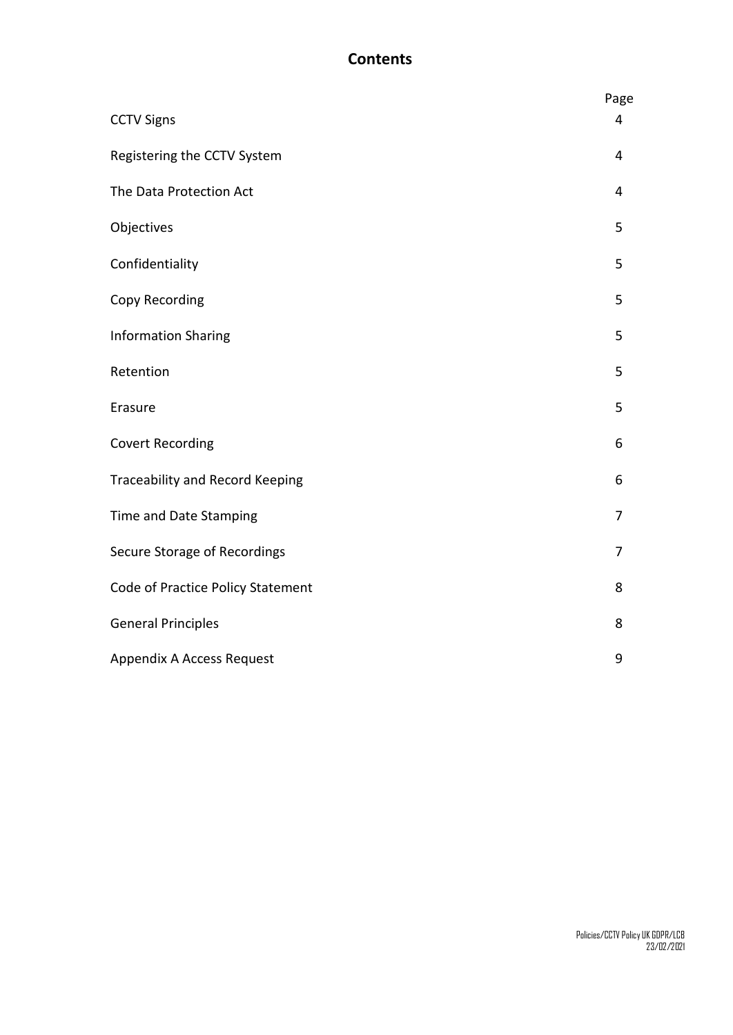# Contents

| | Page |
|---|---|
| CCTV Signs | 4 |
| Registering the CCTV System | 4 |
| The Data Protection Act | 4 |
| Objectives | 5 |
| Confidentiality | 5 |
| Copy Recording | 5 |
| Information Sharing | 5 |
| Retention | 5 |
| Erasure | 5 |
| Covert Recording | 6 |
| Traceability and Record Keeping | 6 |
| Time and Date Stamping | 7 |
| Secure Storage of Recordings | 7 |
| Code of Practice Policy Statement | 8 |
| General Principles | 8 |
| Appendix A Access Request | 9 |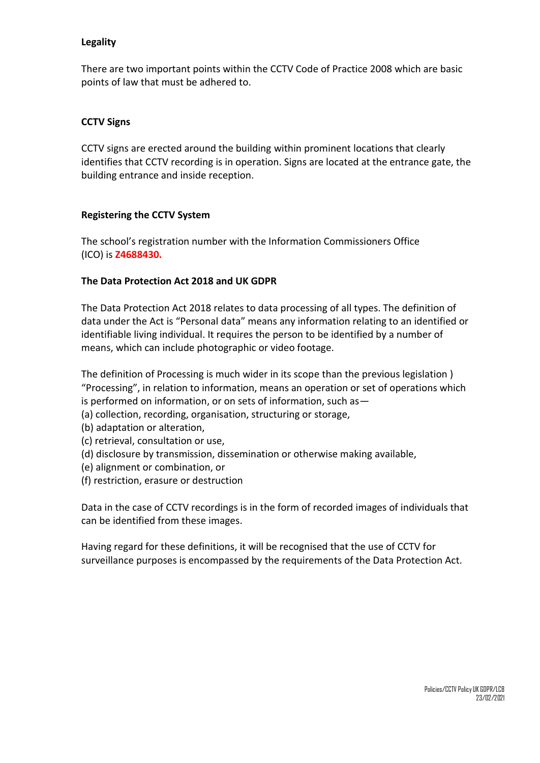**Legality**

There are two important points within the CCTV Code of Practice 2008 which are basic points of law that must be adhered to.

**CCTV Signs**

CCTV signs are erected around the building within prominent locations that clearly identifies that CCTV recording is in operation. Signs are located at the entrance gate, the building entrance and inside reception.

**Registering the CCTV System**

The school's registration number with the Information Commissioners Office (ICO) is **Z4688430.**

**The Data Protection Act 2018 and UK GDPR**

The Data Protection Act 2018 relates to data processing of all types. The definition of data under the Act is "Personal data" means any information relating to an identified or identifiable living individual. It requires the person to be identified by a number of means, which can include photographic or video footage.

The definition of Processing is much wider in its scope than the previous legislation ) "Processing", in relation to information, means an operation or set of operations which is performed on information, or on sets of information, such as—
(a) collection, recording, organisation, structuring or storage,
(b) adaptation or alteration,
(c) retrieval, consultation or use,
(d) disclosure by transmission, dissemination or otherwise making available,
(e) alignment or combination, or
(f) restriction, erasure or destruction

Data in the case of CCTV recordings is in the form of recorded images of individuals that can be identified from these images.

Having regard for these definitions, it will be recognised that the use of CCTV for surveillance purposes is encompassed by the requirements of the Data Protection Act.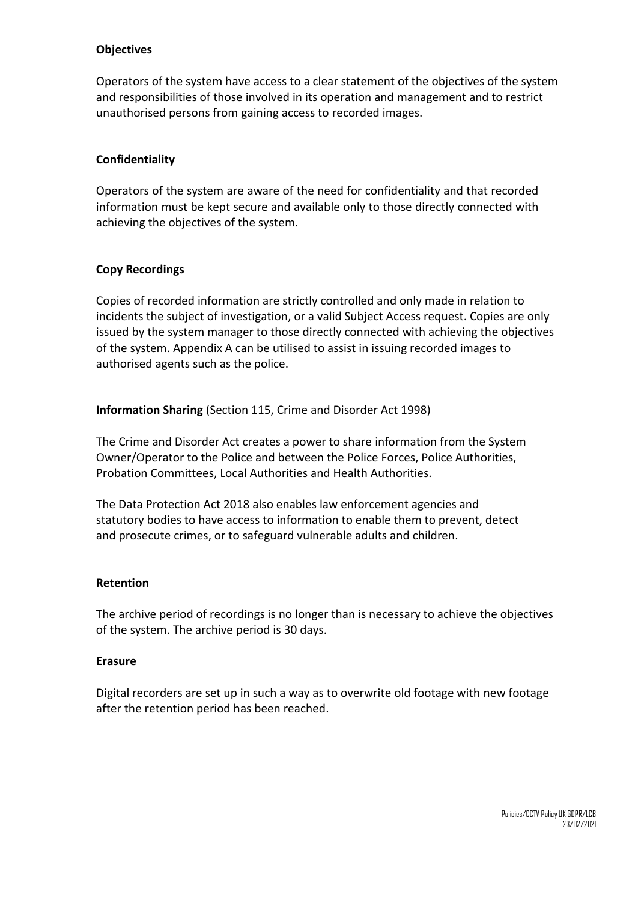**Objectives**

Operators of the system have access to a clear statement of the objectives of the system and responsibilities of those involved in its operation and management and to restrict unauthorised persons from gaining access to recorded images.

**Confidentiality**

Operators of the system are aware of the need for confidentiality and that recorded information must be kept secure and available only to those directly connected with achieving the objectives of the system.

**Copy Recordings**

Copies of recorded information are strictly controlled and only made in relation to incidents the subject of investigation, or a valid Subject Access request. Copies are only issued by the system manager to those directly connected with achieving the objectives of the system. Appendix A can be utilised to assist in issuing recorded images to authorised agents such as the police.

**Information Sharing** (Section 115, Crime and Disorder Act 1998)

The Crime and Disorder Act creates a power to share information from the System Owner/Operator to the Police and between the Police Forces, Police Authorities, Probation Committees, Local Authorities and Health Authorities.

The Data Protection Act 2018 also enables law enforcement agencies and statutory bodies to have access to information to enable them to prevent, detect and prosecute crimes, or to safeguard vulnerable adults and children.

**Retention**

The archive period of recordings is no longer than is necessary to achieve the objectives of the system. The archive period is 30 days.

**Erasure**

Digital recorders are set up in such a way as to overwrite old footage with new footage after the retention period has been reached.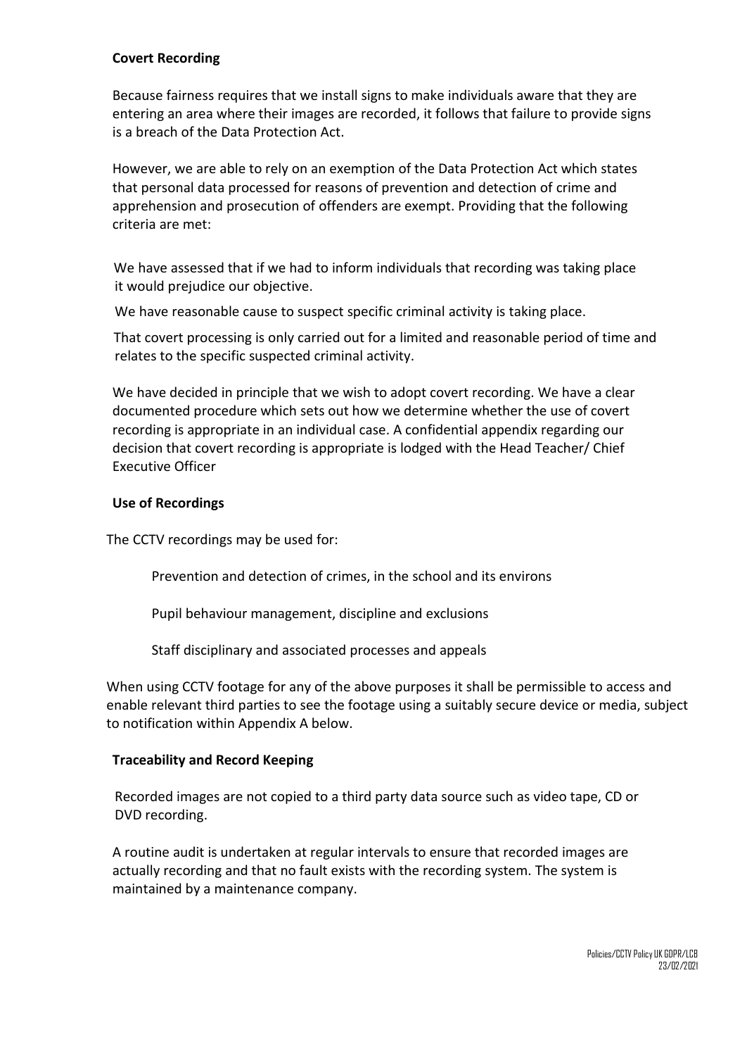**Covert Recording**

Because fairness requires that we install signs to make individuals aware that they are entering an area where their images are recorded, it follows that failure to provide signs is a breach of the Data Protection Act.

However, we are able to rely on an exemption of the Data Protection Act which states that personal data processed for reasons of prevention and detection of crime and apprehension and prosecution of offenders are exempt. Providing that the following criteria are met:

We have assessed that if we had to inform individuals that recording was taking place it would prejudice our objective.

We have reasonable cause to suspect specific criminal activity is taking place.

That covert processing is only carried out for a limited and reasonable period of time and relates to the specific suspected criminal activity.

We have decided in principle that we wish to adopt covert recording. We have a clear documented procedure which sets out how we determine whether the use of covert recording is appropriate in an individual case. A confidential appendix regarding our decision that covert recording is appropriate is lodged with the Head Teacher/ Chief Executive Officer

**Use of Recordings**

The CCTV recordings may be used for:

Prevention and detection of crimes, in the school and its environs

Pupil behaviour management, discipline and exclusions

Staff disciplinary and associated processes and appeals

When using CCTV footage for any of the above purposes it shall be permissible to access and enable relevant third parties to see the footage using a suitably secure device or media, subject to notification within Appendix A below.

**Traceability and Record Keeping**

Recorded images are not copied to a third party data source such as video tape, CD or DVD recording.

A routine audit is undertaken at regular intervals to ensure that recorded images are actually recording and that no fault exists with the recording system. The system is maintained by a maintenance company.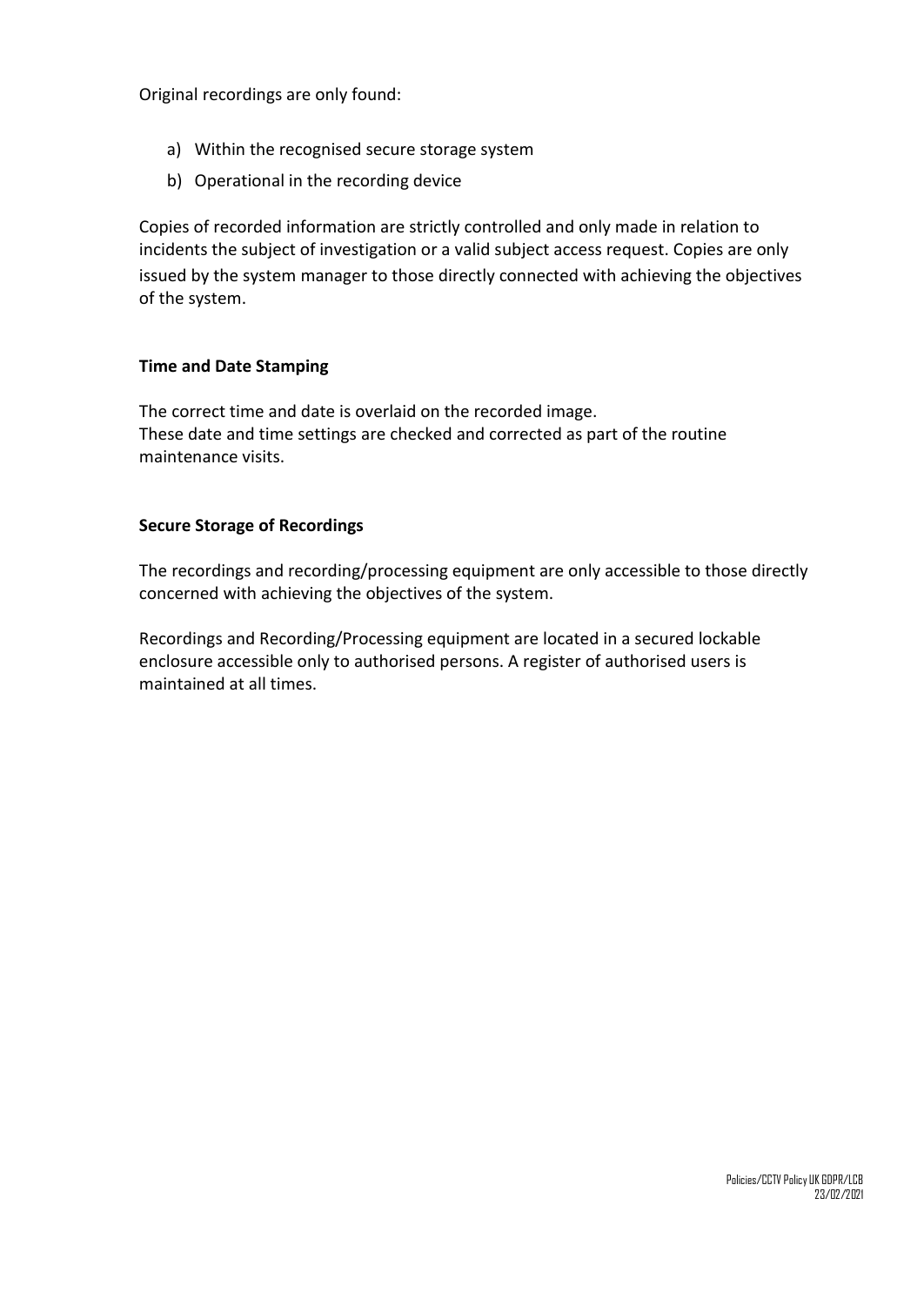Original recordings are only found:

a) Within the recognised secure storage system
b) Operational in the recording device

Copies of recorded information are strictly controlled and only made in relation to incidents the subject of investigation or a valid subject access request. Copies are only issued by the system manager to those directly connected with achieving the objectives of the system.

**Time and Date Stamping**

The correct time and date is overlaid on the recorded image.
These date and time settings are checked and corrected as part of the routine maintenance visits.

**Secure Storage of Recordings**

The recordings and recording/processing equipment are only accessible to those directly concerned with achieving the objectives of the system.

Recordings and Recording/Processing equipment are located in a secured lockable enclosure accessible only to authorised persons. A register of authorised users is maintained at all times.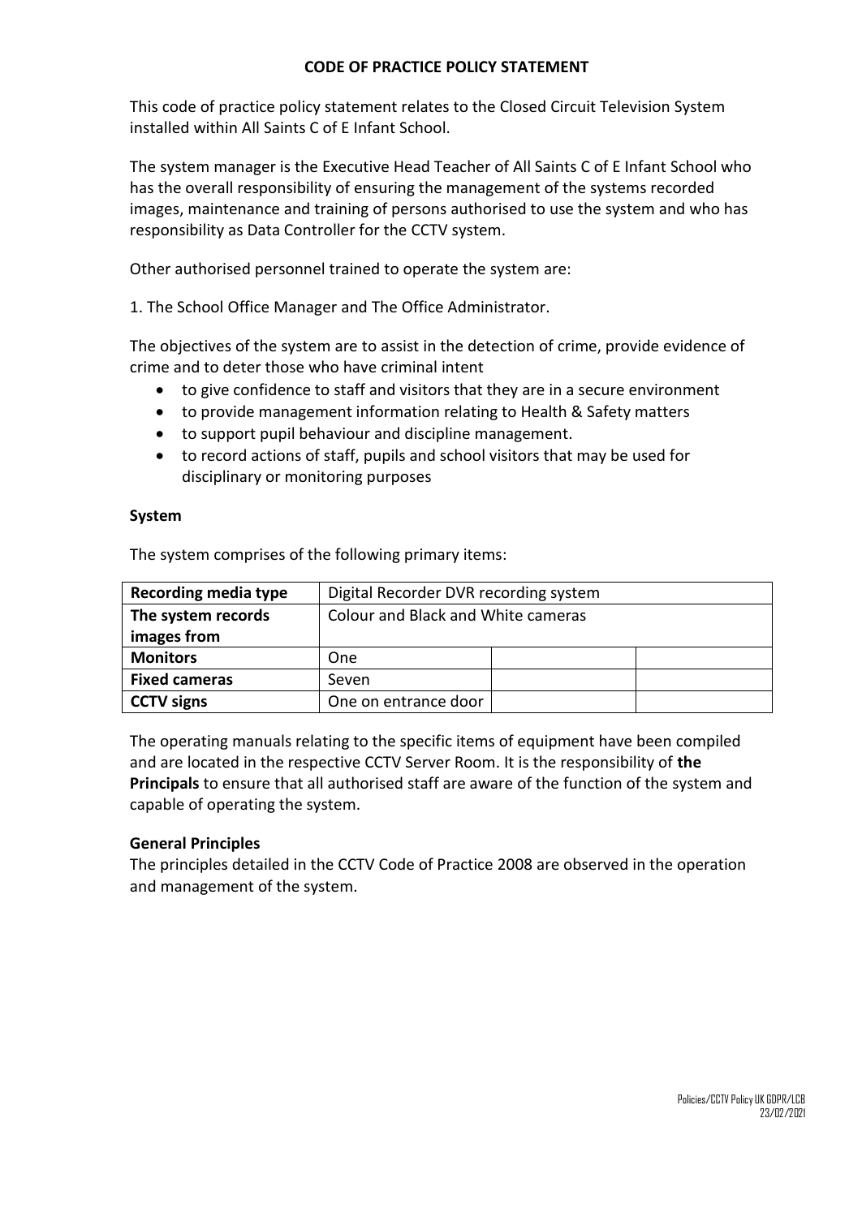**CODE OF PRACTICE POLICY STATEMENT**

This code of practice policy statement relates to the Closed Circuit Television System installed within All Saints C of E Infant School.

The system manager is the Executive Head Teacher of All Saints C of E Infant School who has the overall responsibility of ensuring the management of the systems recorded images, maintenance and training of persons authorised to use the system and who has responsibility as Data Controller for the CCTV system.

Other authorised personnel trained to operate the system are:

1. The School Office Manager and The Office Administrator.

The objectives of the system are to assist in the detection of crime, provide evidence of crime and to deter those who have criminal intent

- to give confidence to staff and visitors that they are in a secure environment
- to provide management information relating to Health & Safety matters
- to support pupil behaviour and discipline management.
- to record actions of staff, pupils and school visitors that may be used for disciplinary or monitoring purposes

**System**

The system comprises of the following primary items:

| **Recording media type** | Digital Recorder DVR recording system | | |
|---|---|---|---|
| **The system records images from** | Colour and Black and White cameras | | |
| **Monitors** | One | | |
| **Fixed cameras** | Seven | | |
| **CCTV signs** | One on entrance door | | |

The operating manuals relating to the specific items of equipment have been compiled and are located in the respective CCTV Server Room. It is the responsibility of **the Principals** to ensure that all authorised staff are aware of the function of the system and capable of operating the system.

**General Principles**

The principles detailed in the CCTV Code of Practice 2008 are observed in the operation and management of the system.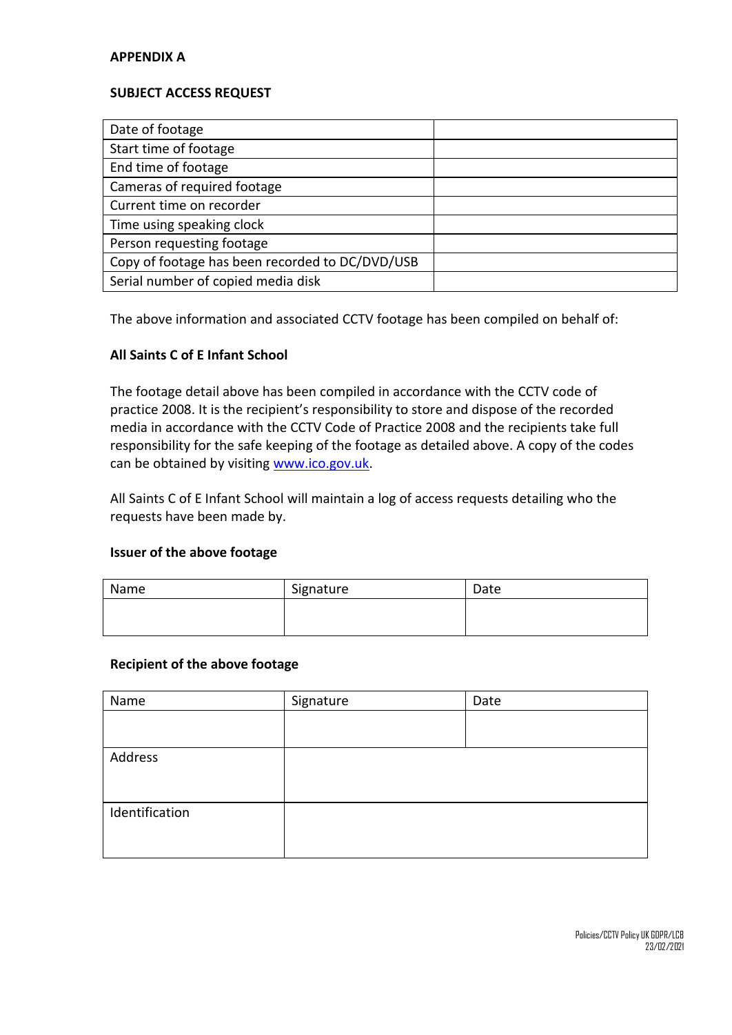**APPENDIX A**

**SUBJECT ACCESS REQUEST**

| | |
|---|---|
| Date of footage | |
| Start time of footage | |
| End time of footage | |
| Cameras of required footage | |
| Current time on recorder | |
| Time using speaking clock | |
| Person requesting footage | |
| Copy of footage has been recorded to DC/DVD/USB | |
| Serial number of copied media disk | |

The above information and associated CCTV footage has been compiled on behalf of:

**All Saints C of E Infant School**

The footage detail above has been compiled in accordance with the CCTV code of practice 2008. It is the recipient's responsibility to store and dispose of the recorded media in accordance with the CCTV Code of Practice 2008 and the recipients take full responsibility for the safe keeping of the footage as detailed above. A copy of the codes can be obtained by visiting www.ico.gov.uk.

All Saints C of E Infant School will maintain a log of access requests detailing who the requests have been made by.

**Issuer of the above footage**

| Name | Signature | Date |
|---|---|---|
| | | |

**Recipient of the above footage**

| Name | Signature | Date |
|---|---|---|
| | | |
| Address | | |
| Identification | | |

Policies/CCTV Policy UK GDPR/LCB
23/02/2021